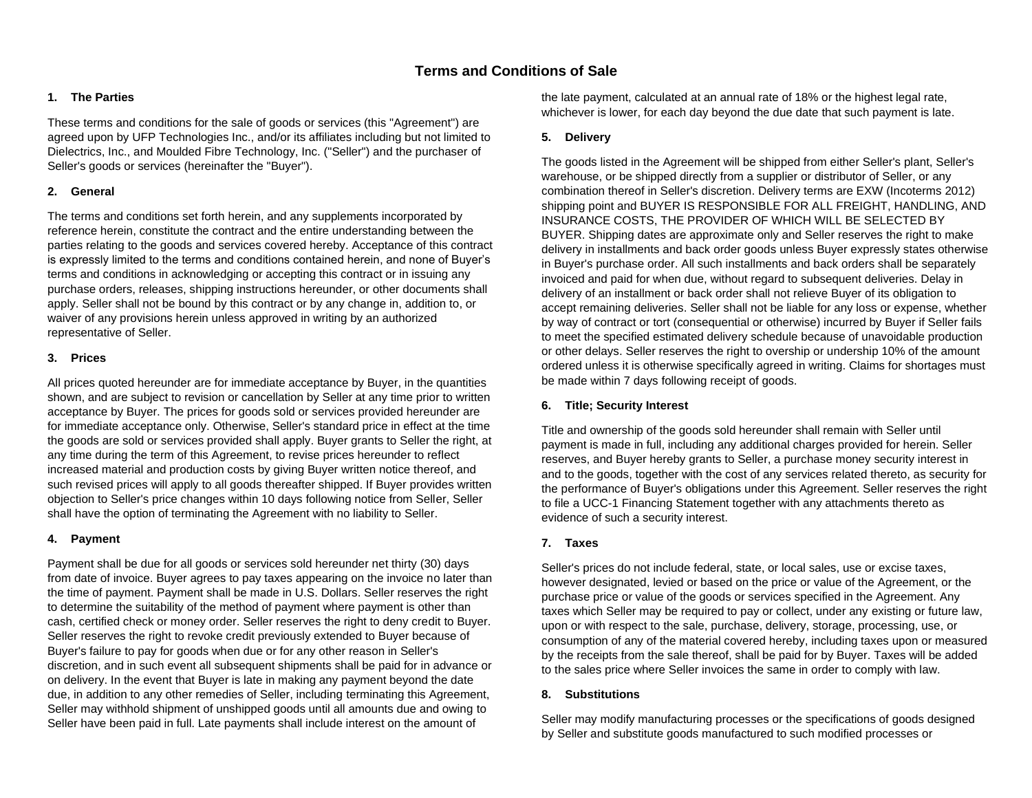# Terms and Conditions of Sale

## 1. The Parties

These terms and conditions for the sale of goods or services (this "Agreement") are agreed upon by UFP Technologies Inc., and/or its affiliates including but not limited to Dielectrics, Inc., and Moulded Fibre Technology, Inc. ("Seller") and the purchaser of Seller's goods or services (hereinafter the "Buyer").

## 2. General

The terms and conditions set forth herein, and any supplements incorporated by reference herein, constitute the contract and the entire understanding between the parties relating to the goods and services covered hereby. Acceptance of this contract is expressly limited to the terms and conditions contained herein, and none of Buyer's terms and conditions in acknowledging or accepting this contract or in issuing any purchase orders, releases, shipping instructions hereunder, or other documents shall apply. Seller shall not be bound by this contract or by any change in, addition to, or waiver of any provisions herein unless approved in writing by an authorized representative of Seller.

## 3. Prices

All prices quoted hereunder are for immediate acceptance by Buyer, in the quantities shown, and are subject to revision or cancellation by Seller at any time prior to written acceptance by Buyer. The prices for goods sold or services provided hereunder are for immediate acceptance only. Otherwise, Seller's standard price in effect at the time the goods are sold or services provided shall apply. Buyer grants to Seller the right, at any time during the term of this Agreement, to revise prices hereunder to reflect increased material and production costs by giving Buyer written notice thereof, and such revised prices will apply to all goods thereafter shipped. If Buyer provides written objection to Seller's price changes within 10 days following notice from Seller, Seller shall have the option of terminating the Agreement with no liability to Seller.

## 4. Payment

Payment shall be due for all goods or services sold hereunder net thirty (30) days from date of invoice. Buyer agrees to pay taxes appearing on the invoice no later than the time of payment. Payment shall be made in U.S. Dollars. Seller reserves the right to determine the suitability of the method of payment where payment is other than cash, certified check or money order. Seller reserves the right to deny credit to Buyer. Seller reserves the right to revoke credit previously extended to Buyer because of Buyer's failure to pay for goods when due or for any other reason in Seller's discretion, and in such event all subsequent shipments shall be paid for in advance or on delivery. In the event that Buyer is late in making any payment beyond the date due, in addition to any other remedies of Seller, including terminating this Agreement, Seller may withhold shipment of unshipped goods until all amounts due and owing to Seller have been paid in full. Late payments shall include interest on the amount of the late payment, calculated at an annual rate of 18% or the highest legal rate, whichever is lower, for each day beyond the due date that such payment is late.

## 5. Delivery

The goods listed in the Agreement will be shipped from either Seller's plant, Seller's warehouse, or be shipped directly from a supplier or distributor of Seller, or any combination thereof in Seller's discretion. Delivery terms are EXW (Incoterms 2012) shipping point and BUYER IS RESPONSIBLE FOR ALL FREIGHT, HANDLING, AND INSURANCE COSTS, THE PROVIDER OF WHICH WILL BE SELECTED BY BUYER. Shipping dates are approximate only and Seller reserves the right to make delivery in installments and back order goods unless Buyer expressly states otherwise in Buyer's purchase order. All such installments and back orders shall be separately invoiced and paid for when due, without regard to subsequent deliveries. Delay in delivery of an installment or back order shall not relieve Buyer of its obligation to accept remaining deliveries. Seller shall not be liable for any loss or expense, whether by way of contract or tort (consequential or otherwise) incurred by Buyer if Seller fails to meet the specified estimated delivery schedule because of unavoidable production or other delays. Seller reserves the right to overship or undership 10% of the amount ordered unless it is otherwise specifically agreed in writing. Claims for shortages must be made within 7 days following receipt of goods.

## 6. Title; Security Interest

Title and ownership of the goods sold hereunder shall remain with Seller until payment is made in full, including any additional charges provided for herein. Seller reserves, and Buyer hereby grants to Seller, a purchase money security interest in and to the goods, together with the cost of any services related thereto, as security for the performance of Buyer's obligations under this Agreement. Seller reserves the right to file a UCC-1 Financing Statement together with any attachments thereto as evidence of such a security interest.

## 7. Taxes

Seller's prices do not include federal, state, or local sales, use or excise taxes, however designated, levied or based on the price or value of the Agreement, or the purchase price or value of the goods or services specified in the Agreement. Any taxes which Seller may be required to pay or collect, under any existing or future law, upon or with respect to the sale, purchase, delivery, storage, processing, use, or consumption of any of the material covered hereby, including taxes upon or measured by the receipts from the sale thereof, shall be paid for by Buyer. Taxes will be added to the sales price where Seller invoices the same in order to comply with law.

## 8. Substitutions

Seller may modify manufacturing processes or the specifications of goods designed by Seller and substitute goods manufactured to such modified processes or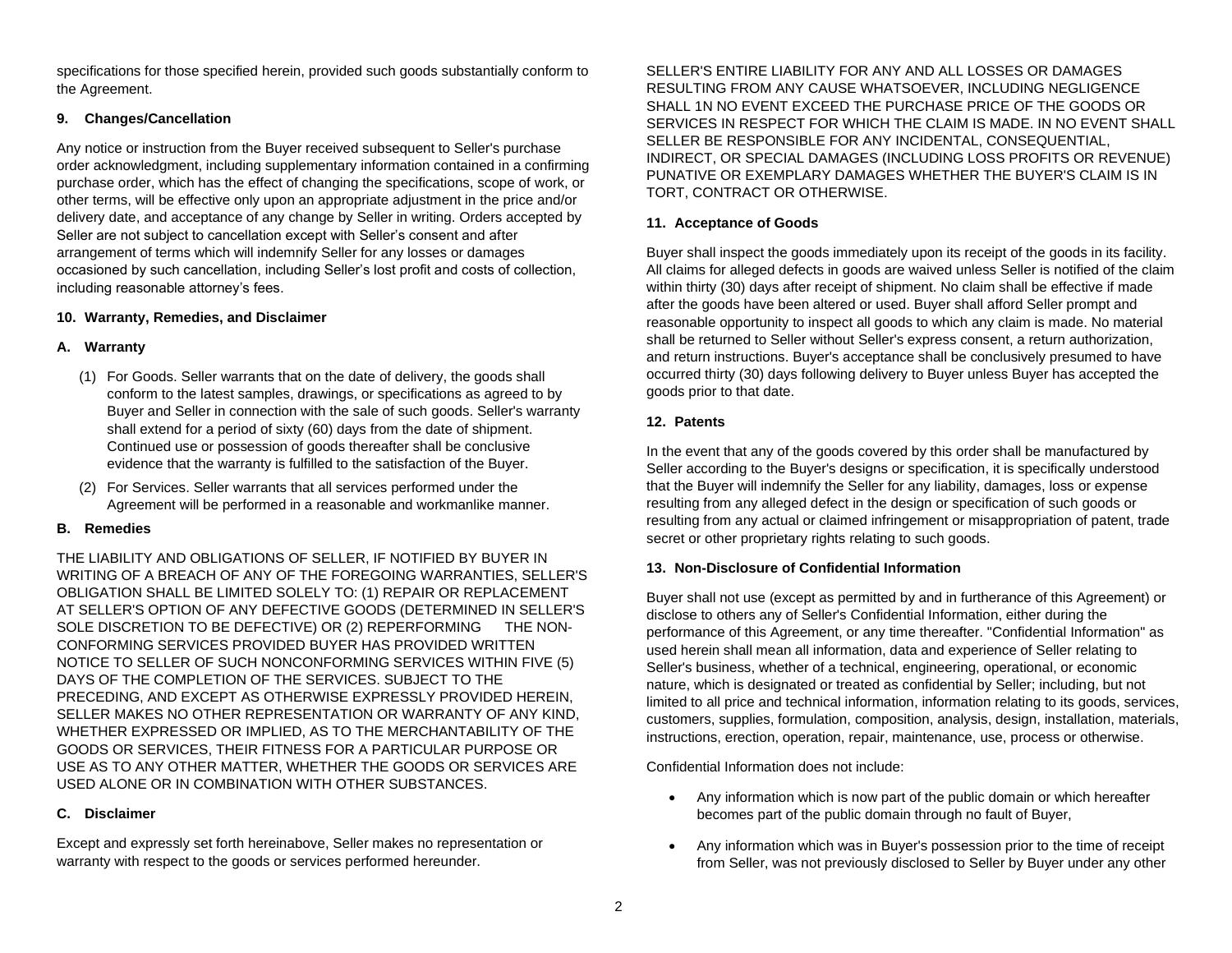specifications for those specified herein, provided such goods substantially conform to the Agreement.

**9. Changes/Cancellation**

Any notice or instruction from the Buyer received subsequent to Seller's purchase order acknowledgment, including supplementary information contained in a confirming purchase order, which has the effect of changing the specifications, scope of work, or other terms, will be effective only upon an appropriate adjustment in the price and/or delivery date, and acceptance of any change by Seller in writing. Orders accepted by Seller are not subject to cancellation except with Seller's consent and after arrangement of terms which will indemnify Seller for any losses or damages occasioned by such cancellation, including Seller's lost profit and costs of collection, including reasonable attorney's fees.

**10. Warranty, Remedies, and Disclaimer**

**A. Warranty**

(1) For Goods. Seller warrants that on the date of delivery, the goods shall conform to the latest samples, drawings, or specifications as agreed to by Buyer and Seller in connection with the sale of such goods. Seller's warranty shall extend for a period of sixty (60) days from the date of shipment. Continued use or possession of goods thereafter shall be conclusive evidence that the warranty is fulfilled to the satisfaction of the Buyer.

(2) For Services. Seller warrants that all services performed under the Agreement will be performed in a reasonable and workmanlike manner.

**B. Remedies**

THE LIABILITY AND OBLIGATIONS OF SELLER, IF NOTIFIED BY BUYER IN WRITING OF A BREACH OF ANY OF THE FOREGOING WARRANTIES, SELLER'S OBLIGATION SHALL BE LIMITED SOLELY TO: (1) REPAIR OR REPLACEMENT AT SELLER'S OPTION OF ANY DEFECTIVE GOODS (DETERMINED IN SELLER'S SOLE DISCRETION TO BE DEFECTIVE) OR (2) REPERFORMING THE NON-CONFORMING SERVICES PROVIDED BUYER HAS PROVIDED WRITTEN NOTICE TO SELLER OF SUCH NONCONFORMING SERVICES WITHIN FIVE (5) DAYS OF THE COMPLETION OF THE SERVICES. SUBJECT TO THE PRECEDING, AND EXCEPT AS OTHERWISE EXPRESSLY PROVIDED HEREIN, SELLER MAKES NO OTHER REPRESENTATION OR WARRANTY OF ANY KIND, WHETHER EXPRESSED OR IMPLIED, AS TO THE MERCHANTABILITY OF THE GOODS OR SERVICES, THEIR FITNESS FOR A PARTICULAR PURPOSE OR USE AS TO ANY OTHER MATTER, WHETHER THE GOODS OR SERVICES ARE USED ALONE OR IN COMBINATION WITH OTHER SUBSTANCES.

**C. Disclaimer**

Except and expressly set forth hereinabove, Seller makes no representation or warranty with respect to the goods or services performed hereunder.

SELLER'S ENTIRE LIABILITY FOR ANY AND ALL LOSSES OR DAMAGES RESULTING FROM ANY CAUSE WHATSOEVER, INCLUDING NEGLIGENCE SHALL 1N NO EVENT EXCEED THE PURCHASE PRICE OF THE GOODS OR SERVICES IN RESPECT FOR WHICH THE CLAIM IS MADE. IN NO EVENT SHALL SELLER BE RESPONSIBLE FOR ANY INCIDENTAL, CONSEQUENTIAL, INDIRECT, OR SPECIAL DAMAGES (INCLUDING LOSS PROFITS OR REVENUE) PUNATIVE OR EXEMPLARY DAMAGES WHETHER THE BUYER'S CLAIM IS IN TORT, CONTRACT OR OTHERWISE.

**11. Acceptance of Goods**

Buyer shall inspect the goods immediately upon its receipt of the goods in its facility. All claims for alleged defects in goods are waived unless Seller is notified of the claim within thirty (30) days after receipt of shipment. No claim shall be effective if made after the goods have been altered or used. Buyer shall afford Seller prompt and reasonable opportunity to inspect all goods to which any claim is made. No material shall be returned to Seller without Seller's express consent, a return authorization, and return instructions. Buyer's acceptance shall be conclusively presumed to have occurred thirty (30) days following delivery to Buyer unless Buyer has accepted the goods prior to that date.

**12. Patents**

In the event that any of the goods covered by this order shall be manufactured by Seller according to the Buyer's designs or specification, it is specifically understood that the Buyer will indemnify the Seller for any liability, damages, loss or expense resulting from any alleged defect in the design or specification of such goods or resulting from any actual or claimed infringement or misappropriation of patent, trade secret or other proprietary rights relating to such goods.

**13. Non-Disclosure of Confidential Information**

Buyer shall not use (except as permitted by and in furtherance of this Agreement) or disclose to others any of Seller's Confidential Information, either during the performance of this Agreement, or any time thereafter. "Confidential Information" as used herein shall mean all information, data and experience of Seller relating to Seller's business, whether of a technical, engineering, operational, or economic nature, which is designated or treated as confidential by Seller; including, but not limited to all price and technical information, information relating to its goods, services, customers, supplies, formulation, composition, analysis, design, installation, materials, instructions, erection, operation, repair, maintenance, use, process or otherwise.

Confidential Information does not include:

- Any information which is now part of the public domain or which hereafter becomes part of the public domain through no fault of Buyer,
- Any information which was in Buyer's possession prior to the time of receipt from Seller, was not previously disclosed to Seller by Buyer under any other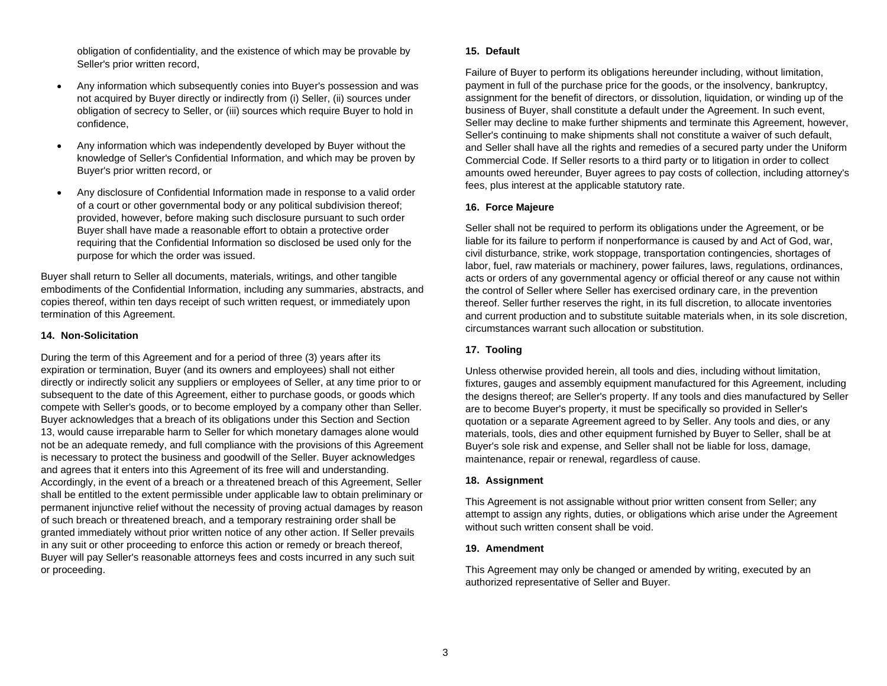obligation of confidentiality, and the existence of which may be provable by Seller's prior written record,

- Any information which subsequently conies into Buyer's possession and was not acquired by Buyer directly or indirectly from (i) Seller, (ii) sources under obligation of secrecy to Seller, or (iii) sources which require Buyer to hold in confidence,
- Any information which was independently developed by Buyer without the knowledge of Seller's Confidential Information, and which may be proven by Buyer's prior written record, or
- Any disclosure of Confidential Information made in response to a valid order of a court or other governmental body or any political subdivision thereof; provided, however, before making such disclosure pursuant to such order Buyer shall have made a reasonable effort to obtain a protective order requiring that the Confidential Information so disclosed be used only for the purpose for which the order was issued.

Buyer shall return to Seller all documents, materials, writings, and other tangible embodiments of the Confidential Information, including any summaries, abstracts, and copies thereof, within ten days receipt of such written request, or immediately upon termination of this Agreement.

#### 14. Non-Solicitation

During the term of this Agreement and for a period of three (3) years after its expiration or termination, Buyer (and its owners and employees) shall not either directly or indirectly solicit any suppliers or employees of Seller, at any time prior to or subsequent to the date of this Agreement, either to purchase goods, or goods which compete with Seller's goods, or to become employed by a company other than Seller. Buyer acknowledges that a breach of its obligations under this Section and Section 13, would cause irreparable harm to Seller for which monetary damages alone would not be an adequate remedy, and full compliance with the provisions of this Agreement is necessary to protect the business and goodwill of the Seller. Buyer acknowledges and agrees that it enters into this Agreement of its free will and understanding. Accordingly, in the event of a breach or a threatened breach of this Agreement, Seller shall be entitled to the extent permissible under applicable law to obtain preliminary or permanent injunctive relief without the necessity of proving actual damages by reason of such breach or threatened breach, and a temporary restraining order shall be granted immediately without prior written notice of any other action. If Seller prevails in any suit or other proceeding to enforce this action or remedy or breach thereof, Buyer will pay Seller's reasonable attorneys fees and costs incurred in any such suit or proceeding.

#### 15. Default

Failure of Buyer to perform its obligations hereunder including, without limitation, payment in full of the purchase price for the goods, or the insolvency, bankruptcy, assignment for the benefit of directors, or dissolution, liquidation, or winding up of the business of Buyer, shall constitute a default under the Agreement. In such event, Seller may decline to make further shipments and terminate this Agreement, however, Seller's continuing to make shipments shall not constitute a waiver of such default, and Seller shall have all the rights and remedies of a secured party under the Uniform Commercial Code. If Seller resorts to a third party or to litigation in order to collect amounts owed hereunder, Buyer agrees to pay costs of collection, including attorney's fees, plus interest at the applicable statutory rate.

#### 16. Force Majeure

Seller shall not be required to perform its obligations under the Agreement, or be liable for its failure to perform if nonperformance is caused by and Act of God, war, civil disturbance, strike, work stoppage, transportation contingencies, shortages of labor, fuel, raw materials or machinery, power failures, laws, regulations, ordinances, acts or orders of any governmental agency or official thereof or any cause not within the control of Seller where Seller has exercised ordinary care, in the prevention thereof. Seller further reserves the right, in its full discretion, to allocate inventories and current production and to substitute suitable materials when, in its sole discretion, circumstances warrant such allocation or substitution.

#### 17. Tooling

Unless otherwise provided herein, all tools and dies, including without limitation, fixtures, gauges and assembly equipment manufactured for this Agreement, including the designs thereof; are Seller's property. If any tools and dies manufactured by Seller are to become Buyer's property, it must be specifically so provided in Seller's quotation or a separate Agreement agreed to by Seller. Any tools and dies, or any materials, tools, dies and other equipment furnished by Buyer to Seller, shall be at Buyer's sole risk and expense, and Seller shall not be liable for loss, damage, maintenance, repair or renewal, regardless of cause.

#### 18. Assignment

This Agreement is not assignable without prior written consent from Seller; any attempt to assign any rights, duties, or obligations which arise under the Agreement without such written consent shall be void.

#### 19. Amendment

This Agreement may only be changed or amended by writing, executed by an authorized representative of Seller and Buyer.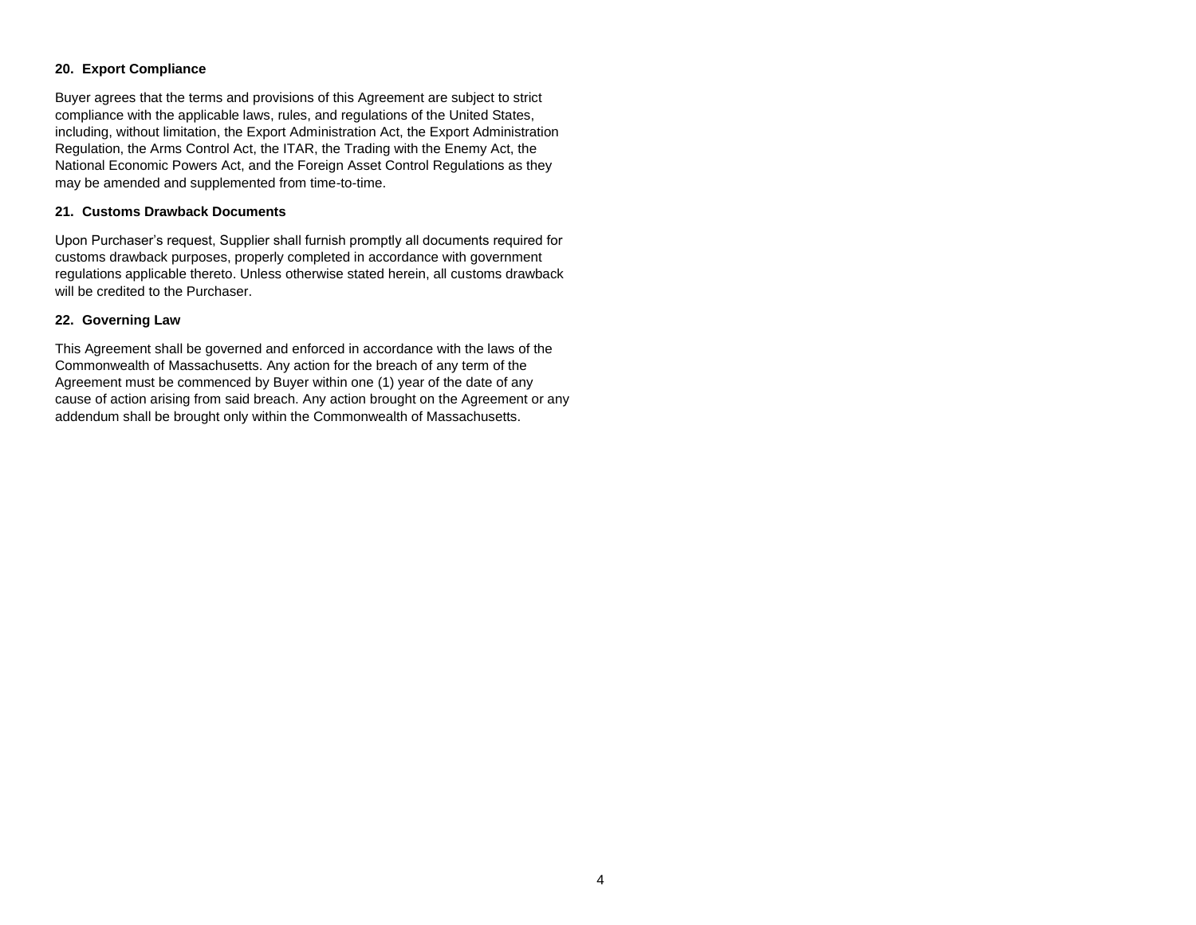## 20. Export Compliance

Buyer agrees that the terms and provisions of this Agreement are subject to strict compliance with the applicable laws, rules, and regulations of the United States, including, without limitation, the Export Administration Act, the Export Administration Regulation, the Arms Control Act, the ITAR, the Trading with the Enemy Act, the National Economic Powers Act, and the Foreign Asset Control Regulations as they may be amended and supplemented from time-to-time.

## 21. Customs Drawback Documents

Upon Purchaser's request, Supplier shall furnish promptly all documents required for customs drawback purposes, properly completed in accordance with government regulations applicable thereto. Unless otherwise stated herein, all customs drawback will be credited to the Purchaser.

## 22. Governing Law

This Agreement shall be governed and enforced in accordance with the laws of the Commonwealth of Massachusetts. Any action for the breach of any term of the Agreement must be commenced by Buyer within one (1) year of the date of any cause of action arising from said breach. Any action brought on the Agreement or any addendum shall be brought only within the Commonwealth of Massachusetts.